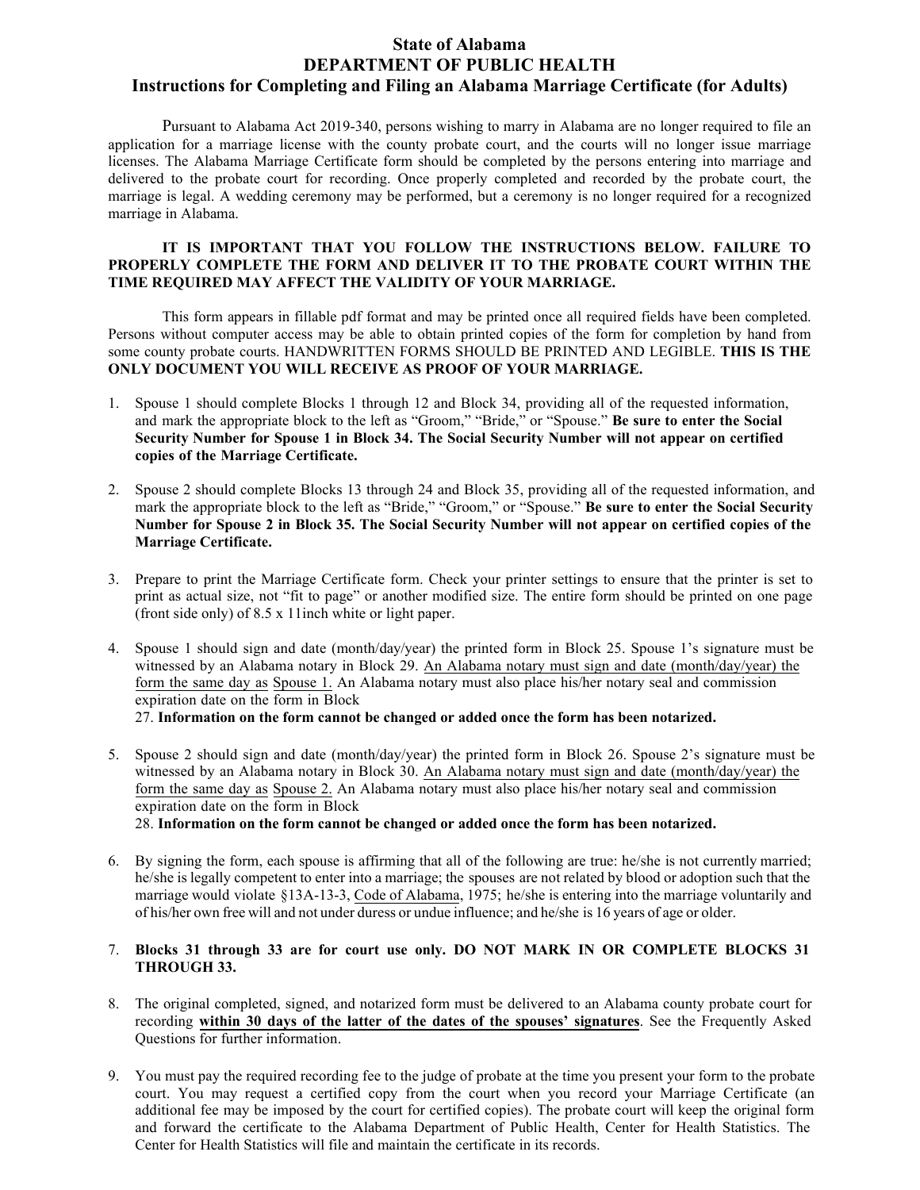# State of Alabama
# DEPARTMENT OF PUBLIC HEALTH
## Instructions for Completing and Filing an Alabama Marriage Certificate (for Adults)

Pursuant to Alabama Act 2019-340, persons wishing to marry in Alabama are no longer required to file an application for a marriage license with the county probate court, and the courts will no longer issue marriage licenses. The Alabama Marriage Certificate form should be completed by the persons entering into marriage and delivered to the probate court for recording. Once properly completed and recorded by the probate court, the marriage is legal. A wedding ceremony may be performed, but a ceremony is no longer required for a recognized marriage in Alabama.

**IT IS IMPORTANT THAT YOU FOLLOW THE INSTRUCTIONS BELOW. FAILURE TO PROPERLY COMPLETE THE FORM AND DELIVER IT TO THE PROBATE COURT WITHIN THE TIME REQUIRED MAY AFFECT THE VALIDITY OF YOUR MARRIAGE.**

This form appears in fillable pdf format and may be printed once all required fields have been completed. Persons without computer access may be able to obtain printed copies of the form for completion by hand from some county probate courts. HANDWRITTEN FORMS SHOULD BE PRINTED AND LEGIBLE. **THIS IS THE ONLY DOCUMENT YOU WILL RECEIVE AS PROOF OF YOUR MARRIAGE.**

1. Spouse 1 should complete Blocks 1 through 12 and Block 34, providing all of the requested information, and mark the appropriate block to the left as "Groom," "Bride," or "Spouse." **Be sure to enter the Social Security Number for Spouse 1 in Block 34. The Social Security Number will not appear on certified copies of the Marriage Certificate.**

2. Spouse 2 should complete Blocks 13 through 24 and Block 35, providing all of the requested information, and mark the appropriate block to the left as "Bride," "Groom," or "Spouse." **Be sure to enter the Social Security Number for Spouse 2 in Block 35. The Social Security Number will not appear on certified copies of the Marriage Certificate.**

3. Prepare to print the Marriage Certificate form. Check your printer settings to ensure that the printer is set to print as actual size, not "fit to page" or another modified size. The entire form should be printed on one page (front side only) of 8.5 x 11inch white or light paper.

4. Spouse 1 should sign and date (month/day/year) the printed form in Block 25. Spouse 1's signature must be witnessed by an Alabama notary in Block 29. <u>An Alabama notary must sign and date (month/day/year) the form the same day as</u> <u>Spouse 1.</u> An Alabama notary must also place his/her notary seal and commission expiration date on the form in Block 27. **Information on the form cannot be changed or added once the form has been notarized.**

5. Spouse 2 should sign and date (month/day/year) the printed form in Block 26. Spouse 2's signature must be witnessed by an Alabama notary in Block 30. <u>An Alabama notary must sign and date (month/day/year) the form the same day as</u> <u>Spouse 2.</u> An Alabama notary must also place his/her notary seal and commission expiration date on the form in Block 28. **Information on the form cannot be changed or added once the form has been notarized.**

6. By signing the form, each spouse is affirming that all of the following are true: he/she is not currently married; he/she is legally competent to enter into a marriage; the spouses are not related by blood or adoption such that the marriage would violate §13A-13-3, <u>Code of Alabama</u>, 1975; he/she is entering into the marriage voluntarily and of his/her own free will and not under duress or undue influence; and he/she is 16 years of age or older.

7. **Blocks 31 through 33 are for court use only. DO NOT MARK IN OR COMPLETE BLOCKS 31 THROUGH 33.**

8. The original completed, signed, and notarized form must be delivered to an Alabama county probate court for recording **<u>within 30 days of the latter of the dates of the spouses' signatures</u>**. See the Frequently Asked Questions for further information.

9. You must pay the required recording fee to the judge of probate at the time you present your form to the probate court. You may request a certified copy from the court when you record your Marriage Certificate (an additional fee may be imposed by the court for certified copies). The probate court will keep the original form and forward the certificate to the Alabama Department of Public Health, Center for Health Statistics. The Center for Health Statistics will file and maintain the certificate in its records.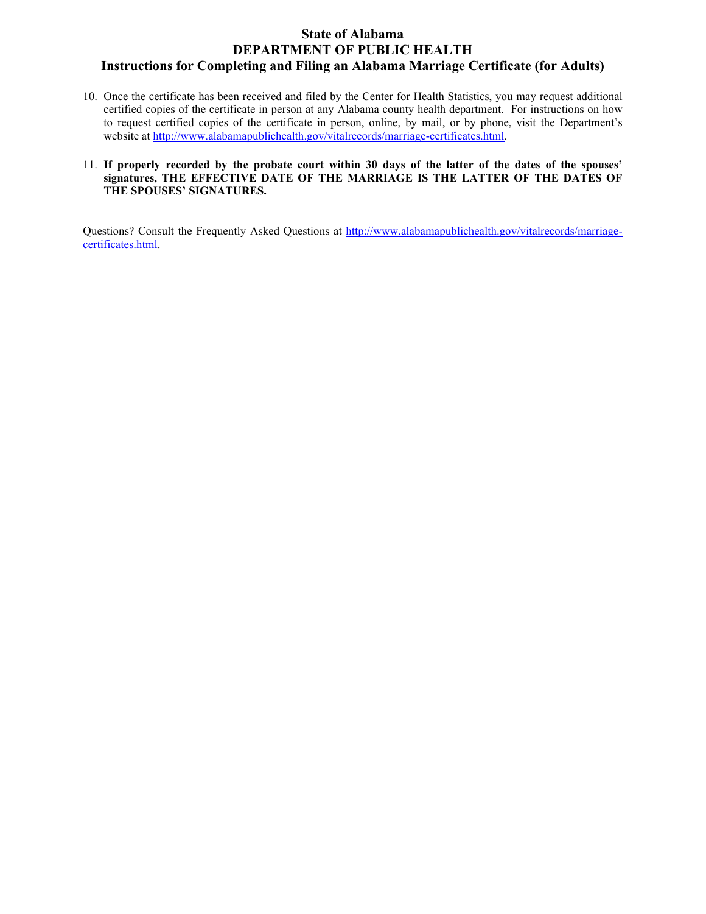# State of Alabama
## DEPARTMENT OF PUBLIC HEALTH
### Instructions for Completing and Filing an Alabama Marriage Certificate (for Adults)

10. Once the certificate has been received and filed by the Center for Health Statistics, you may request additional certified copies of the certificate in person at any Alabama county health department. For instructions on how to request certified copies of the certificate in person, online, by mail, or by phone, visit the Department's website at http://www.alabamapublichealth.gov/vitalrecords/marriage-certificates.html.

11. **If properly recorded by the probate court within 30 days of the latter of the dates of the spouses' signatures, THE EFFECTIVE DATE OF THE MARRIAGE IS THE LATTER OF THE DATES OF THE SPOUSES' SIGNATURES.**

Questions? Consult the Frequently Asked Questions at http://www.alabamapublichealth.gov/vitalrecords/marriage-certificates.html.